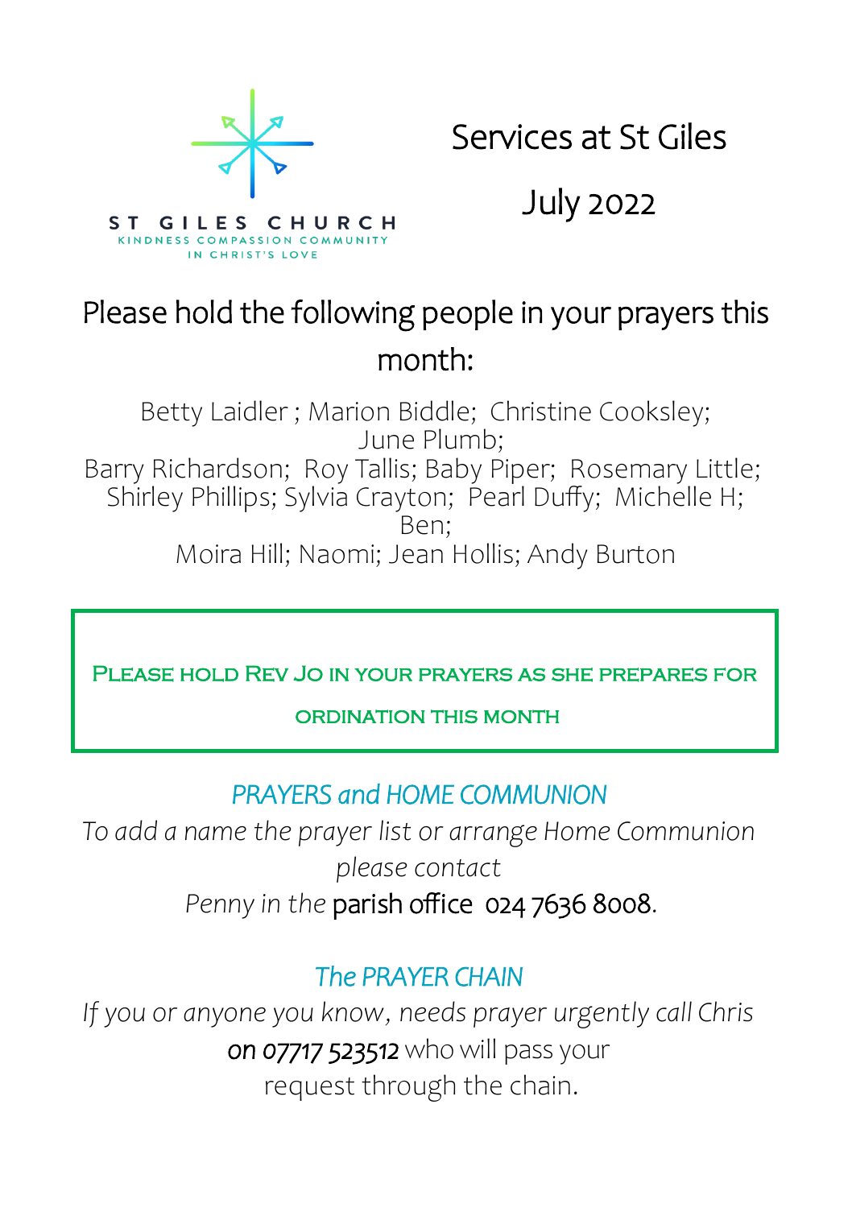ST GILES CHURCH
KINDNESS COMPASSION COMMUNITY
IN CHRIST'S LOVE

# Services at St Giles

# July 2022

## Please hold the following people in your prayers this month:

Betty Laidler ; Marion Biddle; Christine Cooksley; June Plumb;
Barry Richardson; Roy Tallis; Baby Piper; Rosemary Little;
Shirley Phillips; Sylvia Crayton; Pearl Duffy; Michelle H; Ben;
Moira Hill; Naomi; Jean Hollis; Andy Burton

**PLEASE HOLD REV JO IN YOUR PRAYERS AS SHE PREPARES FOR ORDINATION THIS MONTH**

### *PRAYERS and HOME COMMUNION*

*To add a name the prayer list or arrange Home Communion please contact Penny in the* parish office 024 7636 8008.

### *The PRAYER CHAIN*

*If you or anyone you know, needs prayer urgently call Chris* on 07717 523512 who will pass your request through the chain.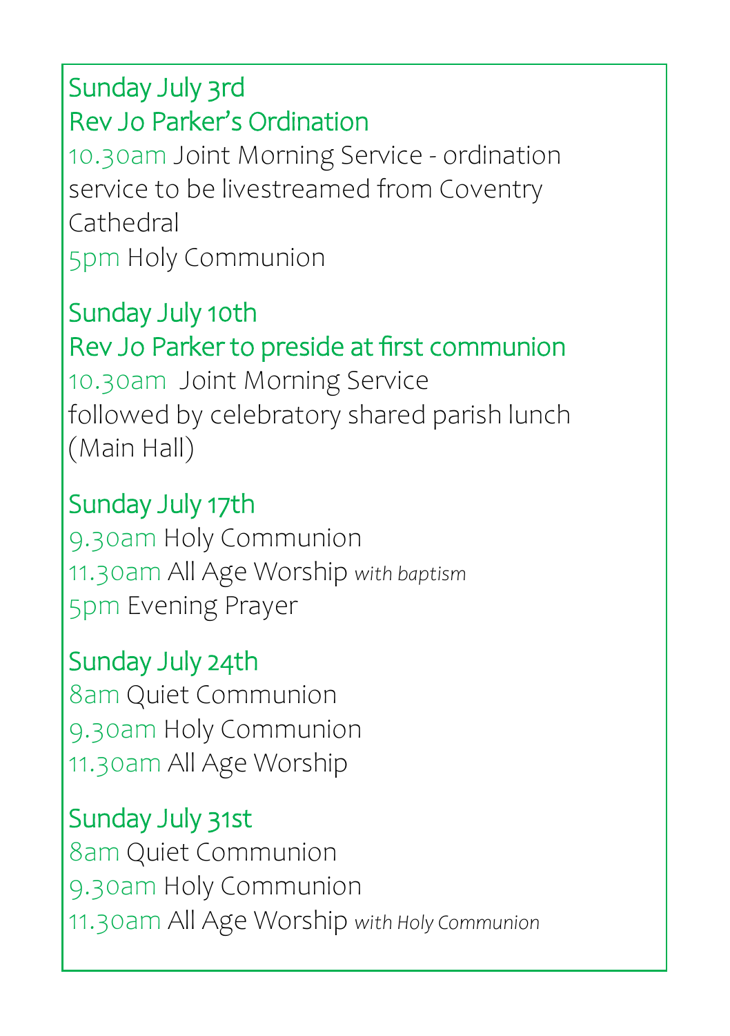**Sunday July 3rd**
**Rev Jo Parker's Ordination**

10.30am Joint Morning Service - ordination service to be livestreamed from Coventry Cathedral
5pm Holy Communion

**Sunday July 10th**
**Rev Jo Parker to preside at first communion**

10.30am Joint Morning Service
followed by celebratory shared parish lunch (Main Hall)

**Sunday July 17th**

9.30am Holy Communion
11.30am All Age Worship *with baptism*
5pm Evening Prayer

**Sunday July 24th**

8am Quiet Communion
9.30am Holy Communion
11.30am All Age Worship

**Sunday July 31st**

8am Quiet Communion
9.30am Holy Communion
11.30am All Age Worship *with Holy Communion*